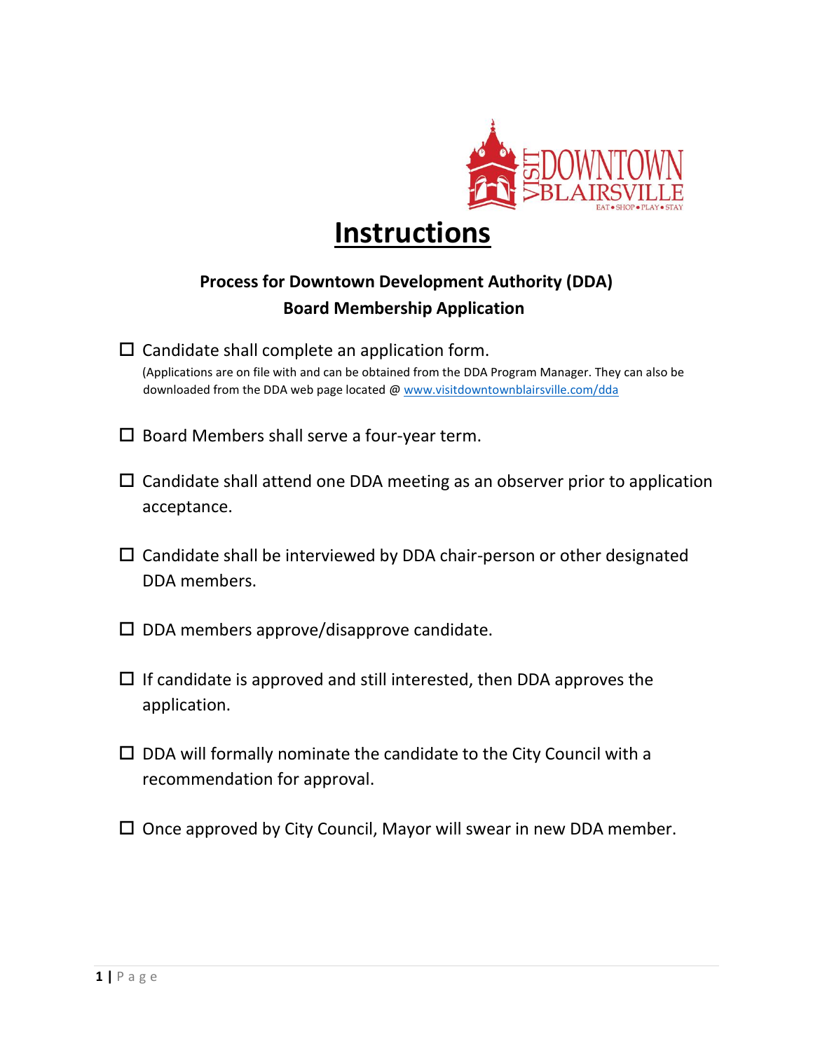# Instructions

**Process for Downtown Development Authority (DDA)**
**Board Membership Application**

- ☐ Candidate shall complete an application form.
  (Applications are on file with and can be obtained from the DDA Program Manager. They can also be downloaded from the DDA web page located @ [www.visitdowntownblairsville.com/dda](http://www.visitdowntownblairsville.com/dda)

- ☐ Board Members shall serve a four-year term.

- ☐ Candidate shall attend one DDA meeting as an observer prior to application acceptance.

- ☐ Candidate shall be interviewed by DDA chair-person or other designated DDA members.

- ☐ DDA members approve/disapprove candidate.

- ☐ If candidate is approved and still interested, then DDA approves the application.

- ☐ DDA will formally nominate the candidate to the City Council with a recommendation for approval.

- ☐ Once approved by City Council, Mayor will swear in new DDA member.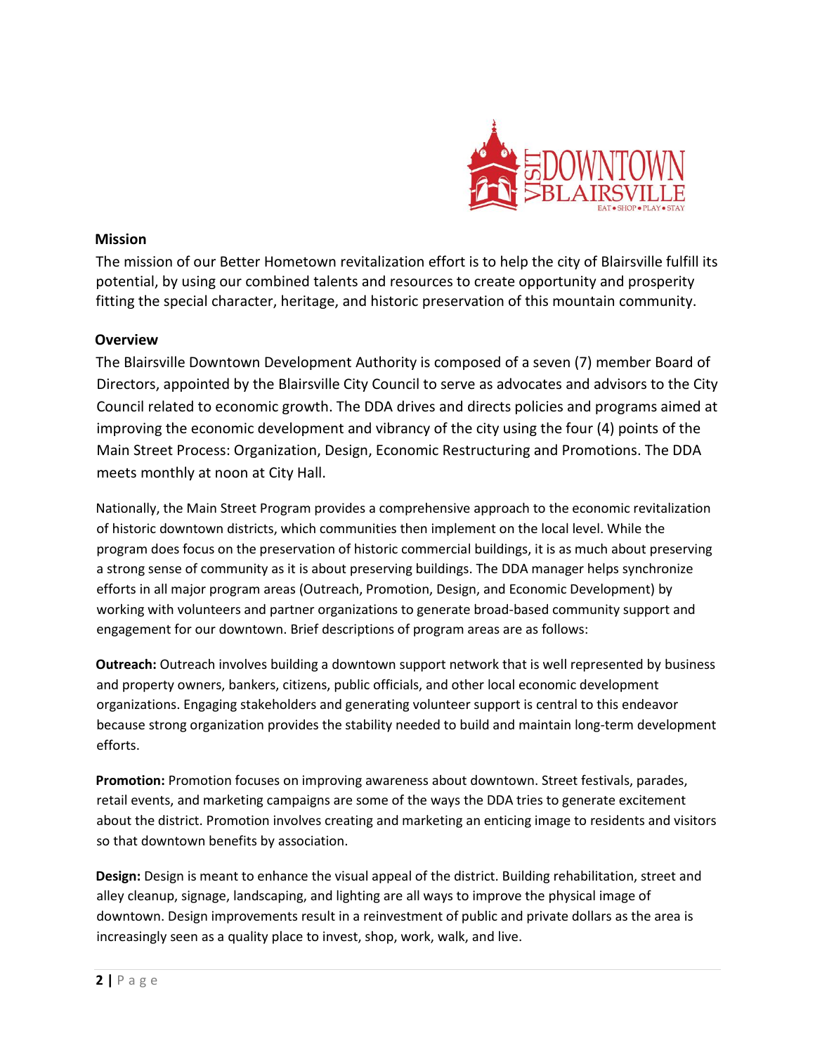## Mission

The mission of our Better Hometown revitalization effort is to help the city of Blairsville fulfill its potential, by using our combined talents and resources to create opportunity and prosperity fitting the special character, heritage, and historic preservation of this mountain community.

## Overview

The Blairsville Downtown Development Authority is composed of a seven (7) member Board of Directors, appointed by the Blairsville City Council to serve as advocates and advisors to the City Council related to economic growth. The DDA drives and directs policies and programs aimed at improving the economic development and vibrancy of the city using the four (4) points of the Main Street Process: Organization, Design, Economic Restructuring and Promotions. The DDA meets monthly at noon at City Hall.

Nationally, the Main Street Program provides a comprehensive approach to the economic revitalization of historic downtown districts, which communities then implement on the local level. While the program does focus on the preservation of historic commercial buildings, it is as much about preserving a strong sense of community as it is about preserving buildings. The DDA manager helps synchronize efforts in all major program areas (Outreach, Promotion, Design, and Economic Development) by working with volunteers and partner organizations to generate broad-based community support and engagement for our downtown. Brief descriptions of program areas are as follows:

**Outreach:** Outreach involves building a downtown support network that is well represented by business and property owners, bankers, citizens, public officials, and other local economic development organizations. Engaging stakeholders and generating volunteer support is central to this endeavor because strong organization provides the stability needed to build and maintain long-term development efforts.

**Promotion:** Promotion focuses on improving awareness about downtown. Street festivals, parades, retail events, and marketing campaigns are some of the ways the DDA tries to generate excitement about the district. Promotion involves creating and marketing an enticing image to residents and visitors so that downtown benefits by association.

**Design:** Design is meant to enhance the visual appeal of the district. Building rehabilitation, street and alley cleanup, signage, landscaping, and lighting are all ways to improve the physical image of downtown. Design improvements result in a reinvestment of public and private dollars as the area is increasingly seen as a quality place to invest, shop, work, walk, and live.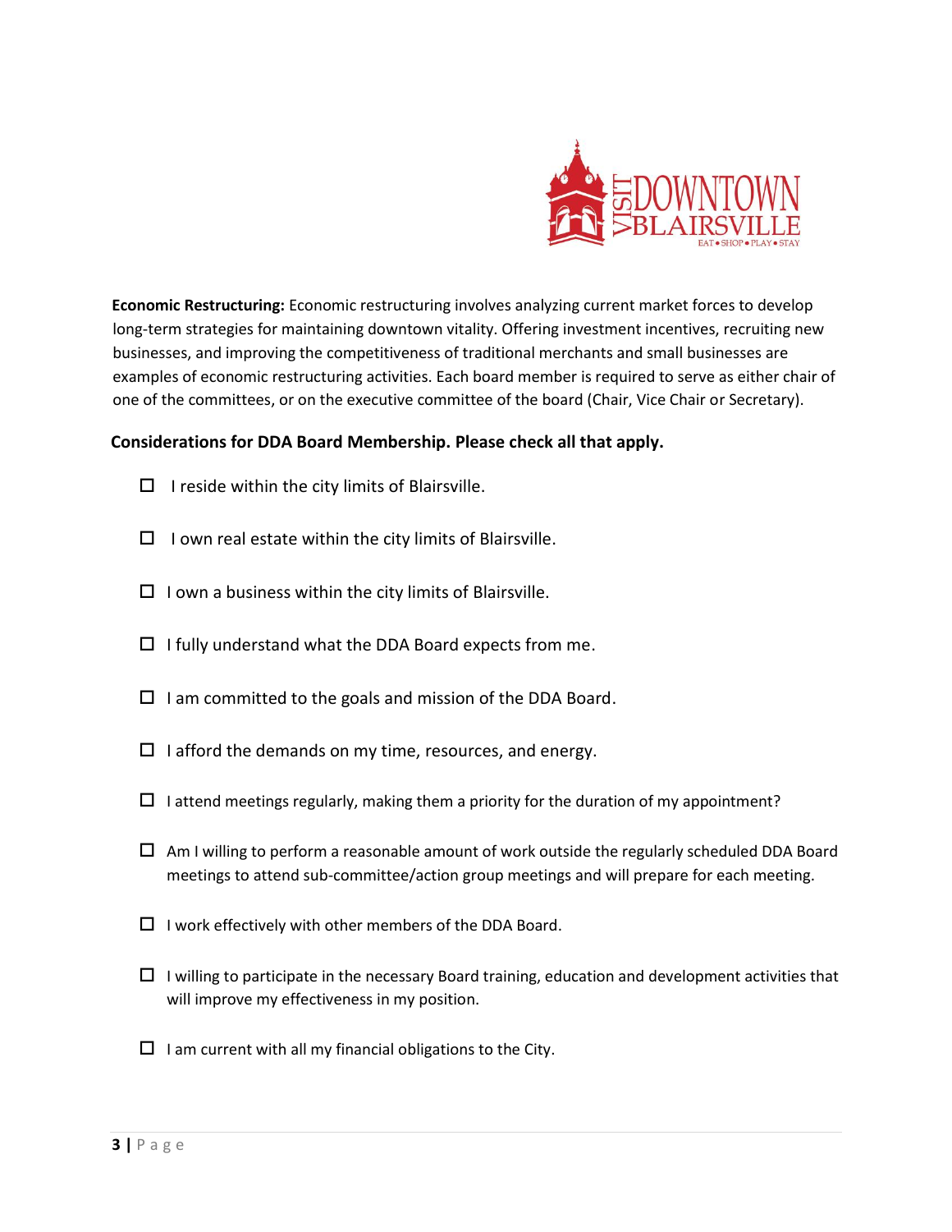**Economic Restructuring:** Economic restructuring involves analyzing current market forces to develop long-term strategies for maintaining downtown vitality. Offering investment incentives, recruiting new businesses, and improving the competitiveness of traditional merchants and small businesses are examples of economic restructuring activities. Each board member is required to serve as either chair of one of the committees, or on the executive committee of the board (Chair, Vice Chair or Secretary).

**Considerations for DDA Board Membership. Please check all that apply.**

- ☐ I reside within the city limits of Blairsville.
- ☐ I own real estate within the city limits of Blairsville.
- ☐ I own a business within the city limits of Blairsville.
- ☐ I fully understand what the DDA Board expects from me.
- ☐ I am committed to the goals and mission of the DDA Board.
- ☐ I afford the demands on my time, resources, and energy.
- ☐ I attend meetings regularly, making them a priority for the duration of my appointment?
- ☐ Am I willing to perform a reasonable amount of work outside the regularly scheduled DDA Board meetings to attend sub-committee/action group meetings and will prepare for each meeting.
- ☐ I work effectively with other members of the DDA Board.
- ☐ I willing to participate in the necessary Board training, education and development activities that will improve my effectiveness in my position.
- ☐ I am current with all my financial obligations to the City.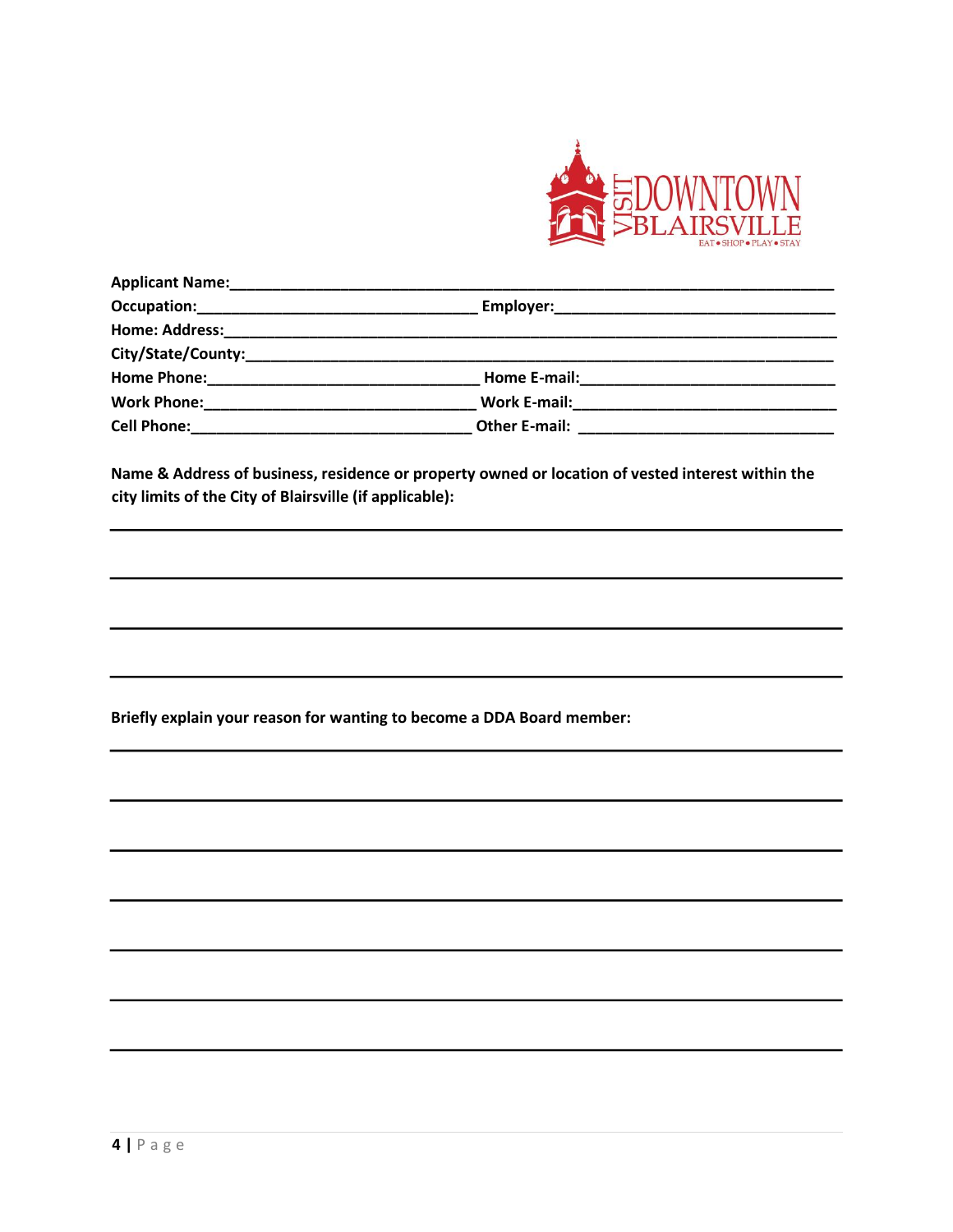**Applicant Name:**\_\_\_\_\_\_\_\_\_\_\_\_\_\_\_\_\_\_\_\_\_\_\_\_\_\_\_\_\_\_\_\_\_\_\_\_\_\_\_\_\_\_\_\_\_\_\_\_\_\_\_\_\_\_\_\_\_\_\_\_\_\_

**Occupation:**\_\_\_\_\_\_\_\_\_\_\_\_\_\_\_\_\_\_\_\_\_\_\_\_\_\_\_\_ **Employer:**\_\_\_\_\_\_\_\_\_\_\_\_\_\_\_\_\_\_\_\_\_\_\_\_\_\_\_\_

**Home: Address:**\_\_\_\_\_\_\_\_\_\_\_\_\_\_\_\_\_\_\_\_\_\_\_\_\_\_\_\_\_\_\_\_\_\_\_\_\_\_\_\_\_\_\_\_\_\_\_\_\_\_\_\_\_\_\_\_\_\_\_\_\_\_

**City/State/County:**\_\_\_\_\_\_\_\_\_\_\_\_\_\_\_\_\_\_\_\_\_\_\_\_\_\_\_\_\_\_\_\_\_\_\_\_\_\_\_\_\_\_\_\_\_\_\_\_\_\_\_\_\_\_\_\_\_\_\_

**Home Phone:**\_\_\_\_\_\_\_\_\_\_\_\_\_\_\_\_\_\_\_\_\_\_\_\_\_\_\_\_ **Home E-mail:**\_\_\_\_\_\_\_\_\_\_\_\_\_\_\_\_\_\_\_\_\_\_\_\_\_\_

**Work Phone:**\_\_\_\_\_\_\_\_\_\_\_\_\_\_\_\_\_\_\_\_\_\_\_\_\_\_\_\_ **Work E-mail:**\_\_\_\_\_\_\_\_\_\_\_\_\_\_\_\_\_\_\_\_\_\_\_\_\_\_

**Cell Phone:**\_\_\_\_\_\_\_\_\_\_\_\_\_\_\_\_\_\_\_\_\_\_\_\_\_\_\_\_\_ **Other E-mail:** \_\_\_\_\_\_\_\_\_\_\_\_\_\_\_\_\_\_\_\_\_\_\_\_\_\_

**Name & Address of business, residence or property owned or location of vested interest within the city limits of the City of Blairsville (if applicable):**

\_\_\_\_\_\_\_\_\_\_\_\_\_\_\_\_\_\_\_\_\_\_\_\_\_\_\_\_\_\_\_\_\_\_\_\_\_\_\_\_\_\_\_\_\_\_\_\_\_\_\_\_\_\_\_\_\_\_\_\_\_\_\_\_\_\_\_\_\_\_\_\_\_\_\_\_

\_\_\_\_\_\_\_\_\_\_\_\_\_\_\_\_\_\_\_\_\_\_\_\_\_\_\_\_\_\_\_\_\_\_\_\_\_\_\_\_\_\_\_\_\_\_\_\_\_\_\_\_\_\_\_\_\_\_\_\_\_\_\_\_\_\_\_\_\_\_\_\_\_\_\_\_

\_\_\_\_\_\_\_\_\_\_\_\_\_\_\_\_\_\_\_\_\_\_\_\_\_\_\_\_\_\_\_\_\_\_\_\_\_\_\_\_\_\_\_\_\_\_\_\_\_\_\_\_\_\_\_\_\_\_\_\_\_\_\_\_\_\_\_\_\_\_\_\_\_\_\_\_

\_\_\_\_\_\_\_\_\_\_\_\_\_\_\_\_\_\_\_\_\_\_\_\_\_\_\_\_\_\_\_\_\_\_\_\_\_\_\_\_\_\_\_\_\_\_\_\_\_\_\_\_\_\_\_\_\_\_\_\_\_\_\_\_\_\_\_\_\_\_\_\_\_\_\_\_

**Briefly explain your reason for wanting to become a DDA Board member:**

\_\_\_\_\_\_\_\_\_\_\_\_\_\_\_\_\_\_\_\_\_\_\_\_\_\_\_\_\_\_\_\_\_\_\_\_\_\_\_\_\_\_\_\_\_\_\_\_\_\_\_\_\_\_\_\_\_\_\_\_\_\_\_\_\_\_\_\_\_\_\_\_\_\_\_\_

\_\_\_\_\_\_\_\_\_\_\_\_\_\_\_\_\_\_\_\_\_\_\_\_\_\_\_\_\_\_\_\_\_\_\_\_\_\_\_\_\_\_\_\_\_\_\_\_\_\_\_\_\_\_\_\_\_\_\_\_\_\_\_\_\_\_\_\_\_\_\_\_\_\_\_\_

\_\_\_\_\_\_\_\_\_\_\_\_\_\_\_\_\_\_\_\_\_\_\_\_\_\_\_\_\_\_\_\_\_\_\_\_\_\_\_\_\_\_\_\_\_\_\_\_\_\_\_\_\_\_\_\_\_\_\_\_\_\_\_\_\_\_\_\_\_\_\_\_\_\_\_\_

\_\_\_\_\_\_\_\_\_\_\_\_\_\_\_\_\_\_\_\_\_\_\_\_\_\_\_\_\_\_\_\_\_\_\_\_\_\_\_\_\_\_\_\_\_\_\_\_\_\_\_\_\_\_\_\_\_\_\_\_\_\_\_\_\_\_\_\_\_\_\_\_\_\_\_\_

\_\_\_\_\_\_\_\_\_\_\_\_\_\_\_\_\_\_\_\_\_\_\_\_\_\_\_\_\_\_\_\_\_\_\_\_\_\_\_\_\_\_\_\_\_\_\_\_\_\_\_\_\_\_\_\_\_\_\_\_\_\_\_\_\_\_\_\_\_\_\_\_\_\_\_\_

\_\_\_\_\_\_\_\_\_\_\_\_\_\_\_\_\_\_\_\_\_\_\_\_\_\_\_\_\_\_\_\_\_\_\_\_\_\_\_\_\_\_\_\_\_\_\_\_\_\_\_\_\_\_\_\_\_\_\_\_\_\_\_\_\_\_\_\_\_\_\_\_\_\_\_\_

\_\_\_\_\_\_\_\_\_\_\_\_\_\_\_\_\_\_\_\_\_\_\_\_\_\_\_\_\_\_\_\_\_\_\_\_\_\_\_\_\_\_\_\_\_\_\_\_\_\_\_\_\_\_\_\_\_\_\_\_\_\_\_\_\_\_\_\_\_\_\_\_\_\_\_\_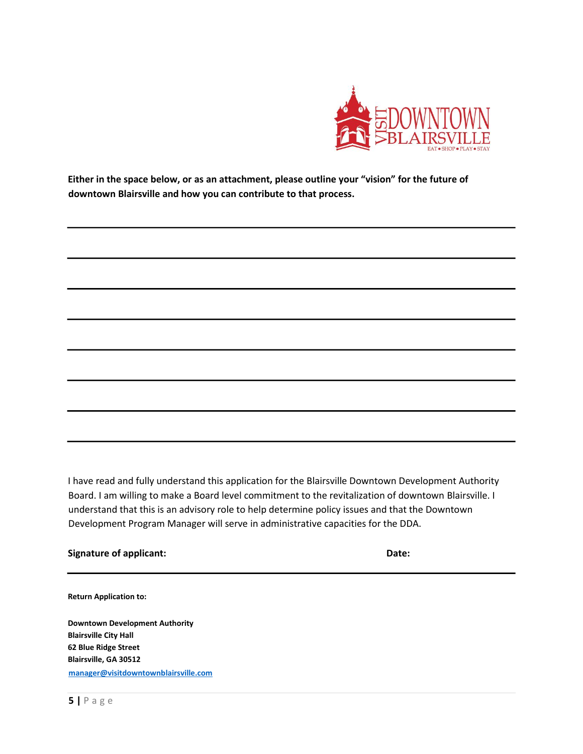**Either in the space below, or as an attachment, please outline your "vision" for the future of downtown Blairsville and how you can contribute to that process.**

I have read and fully understand this application for the Blairsville Downtown Development Authority Board. I am willing to make a Board level commitment to the revitalization of downtown Blairsville. I understand that this is an advisory role to help determine policy issues and that the Downtown Development Program Manager will serve in administrative capacities for the DDA.

**Signature of applicant:** **Date:**

**Return Application to:**

**Downtown Development Authority**
**Blairsville City Hall**
**62 Blue Ridge Street**
**Blairsville, GA 30512**
manager@visitdowntownblairsville.com